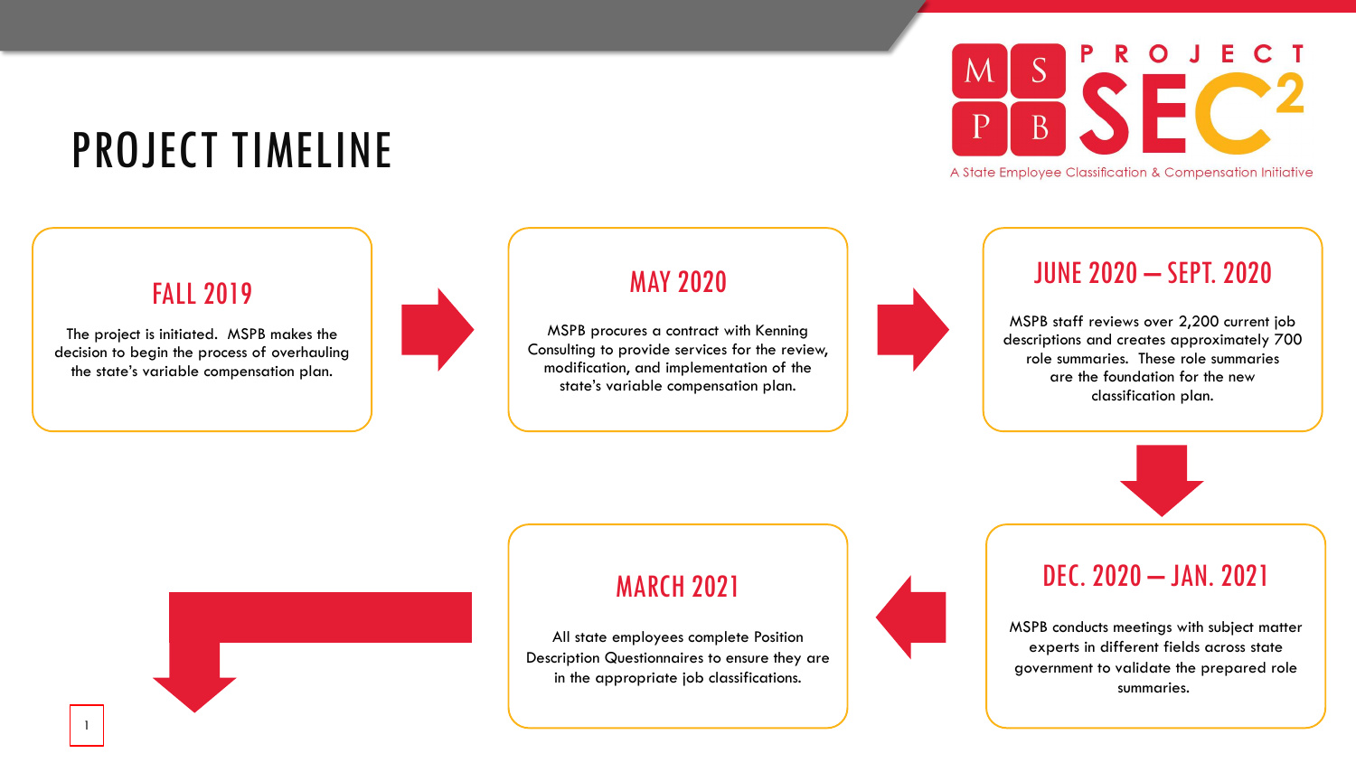# PROJECT TIMELINE

MSPB PROJECT SEC²

A State Employee Classification & Compensation Initiative

## FALL 2019

The project is initiated. MSPB makes the decision to begin the process of overhauling the state's variable compensation plan.

## MAY 2020

MSPB procures a contract with Kenning Consulting to provide services for the review, modification, and implementation of the state's variable compensation plan.

## JUNE 2020 – SEPT. 2020

MSPB staff reviews over 2,200 current job descriptions and creates approximately 700 role summaries. These role summaries are the foundation for the new classification plan.

## DEC. 2020 – JAN. 2021

MSPB conducts meetings with subject matter experts in different fields across state government to validate the prepared role summaries.

## MARCH 2021

All state employees complete Position Description Questionnaires to ensure they are in the appropriate job classifications.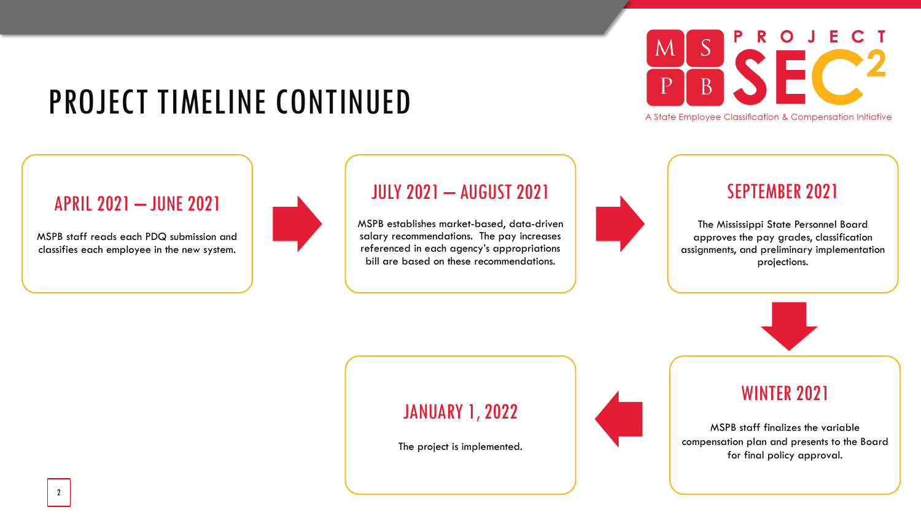# PROJECT TIMELINE CONTINUED

MSPB PROJECT SEC²

A State Employee Classification & Compensation Initiative

## APRIL 2021 – JUNE 2021

MSPB staff reads each PDQ submission and classifies each employee in the new system.

## JULY 2021 – AUGUST 2021

MSPB establishes market-based, data-driven salary recommendations. The pay increases referenced in each agency's appropriations bill are based on these recommendations.

## SEPTEMBER 2021

The Mississippi State Personnel Board approves the pay grades, classification assignments, and preliminary implementation projections.

## WINTER 2021

MSPB staff finalizes the variable compensation plan and presents to the Board for final policy approval.

## JANUARY 1, 2022

The project is implemented.